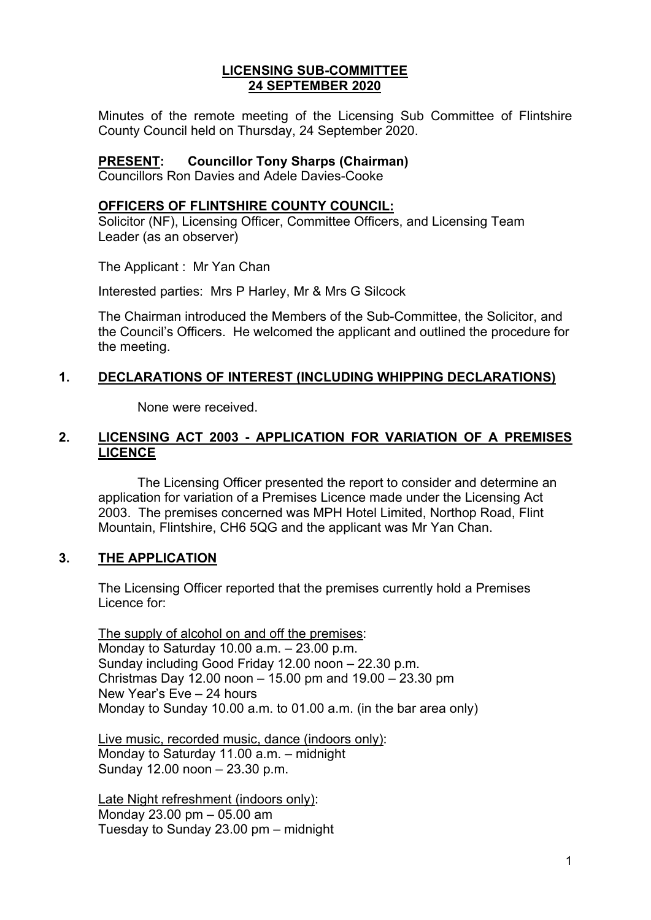# LICENSING SUB-COMMITTEE
# 24 SEPTEMBER 2020

Minutes of the remote meeting of the Licensing Sub Committee of Flintshire County Council held on Thursday, 24 September 2020.

**PRESENT: Councillor Tony Sharps (Chairman)**
Councillors Ron Davies and Adele Davies-Cooke

**OFFICERS OF FLINTSHIRE COUNTY COUNCIL:**
Solicitor (NF), Licensing Officer, Committee Officers, and Licensing Team Leader (as an observer)

The Applicant : Mr Yan Chan

Interested parties: Mrs P Harley, Mr & Mrs G Silcock

The Chairman introduced the Members of the Sub-Committee, the Solicitor, and the Council's Officers. He welcomed the applicant and outlined the procedure for the meeting.

## 1. DECLARATIONS OF INTEREST (INCLUDING WHIPPING DECLARATIONS)

None were received.

## 2. LICENSING ACT 2003 - APPLICATION FOR VARIATION OF A PREMISES LICENCE

The Licensing Officer presented the report to consider and determine an application for variation of a Premises Licence made under the Licensing Act 2003. The premises concerned was MPH Hotel Limited, Northop Road, Flint Mountain, Flintshire, CH6 5QG and the applicant was Mr Yan Chan.

## 3. THE APPLICATION

The Licensing Officer reported that the premises currently hold a Premises Licence for:

The supply of alcohol on and off the premises:
Monday to Saturday 10.00 a.m. – 23.00 p.m.
Sunday including Good Friday 12.00 noon – 22.30 p.m.
Christmas Day 12.00 noon – 15.00 pm and 19.00 – 23.30 pm
New Year's Eve – 24 hours
Monday to Sunday 10.00 a.m. to 01.00 a.m. (in the bar area only)

Live music, recorded music, dance (indoors only):
Monday to Saturday 11.00 a.m. – midnight
Sunday 12.00 noon – 23.30 p.m.

Late Night refreshment (indoors only):
Monday 23.00 pm – 05.00 am
Tuesday to Sunday 23.00 pm – midnight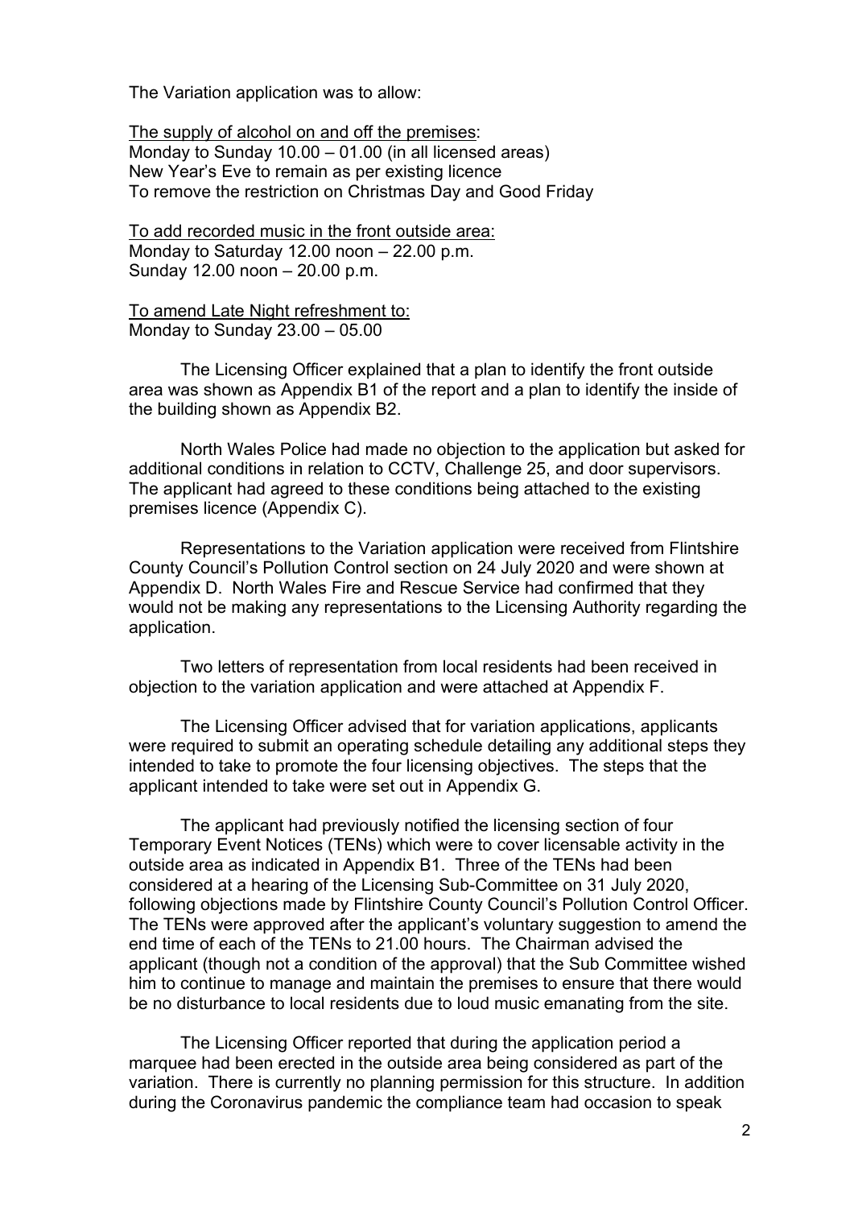The Variation application was to allow:

<u>The supply of alcohol on and off the premises</u>:
Monday to Sunday 10.00 – 01.00 (in all licensed areas)
New Year's Eve to remain as per existing licence
To remove the restriction on Christmas Day and Good Friday

<u>To add recorded music in the front outside area:</u>
Monday to Saturday 12.00 noon – 22.00 p.m.
Sunday 12.00 noon – 20.00 p.m.

<u>To amend Late Night refreshment to:</u>
Monday to Sunday 23.00 – 05.00

The Licensing Officer explained that a plan to identify the front outside area was shown as Appendix B1 of the report and a plan to identify the inside of the building shown as Appendix B2.

North Wales Police had made no objection to the application but asked for additional conditions in relation to CCTV, Challenge 25, and door supervisors. The applicant had agreed to these conditions being attached to the existing premises licence (Appendix C).

Representations to the Variation application were received from Flintshire County Council's Pollution Control section on 24 July 2020 and were shown at Appendix D. North Wales Fire and Rescue Service had confirmed that they would not be making any representations to the Licensing Authority regarding the application.

Two letters of representation from local residents had been received in objection to the variation application and were attached at Appendix F.

The Licensing Officer advised that for variation applications, applicants were required to submit an operating schedule detailing any additional steps they intended to take to promote the four licensing objectives. The steps that the applicant intended to take were set out in Appendix G.

The applicant had previously notified the licensing section of four Temporary Event Notices (TENs) which were to cover licensable activity in the outside area as indicated in Appendix B1. Three of the TENs had been considered at a hearing of the Licensing Sub-Committee on 31 July 2020, following objections made by Flintshire County Council's Pollution Control Officer. The TENs were approved after the applicant's voluntary suggestion to amend the end time of each of the TENs to 21.00 hours. The Chairman advised the applicant (though not a condition of the approval) that the Sub Committee wished him to continue to manage and maintain the premises to ensure that there would be no disturbance to local residents due to loud music emanating from the site.

The Licensing Officer reported that during the application period a marquee had been erected in the outside area being considered as part of the variation. There is currently no planning permission for this structure. In addition during the Coronavirus pandemic the compliance team had occasion to speak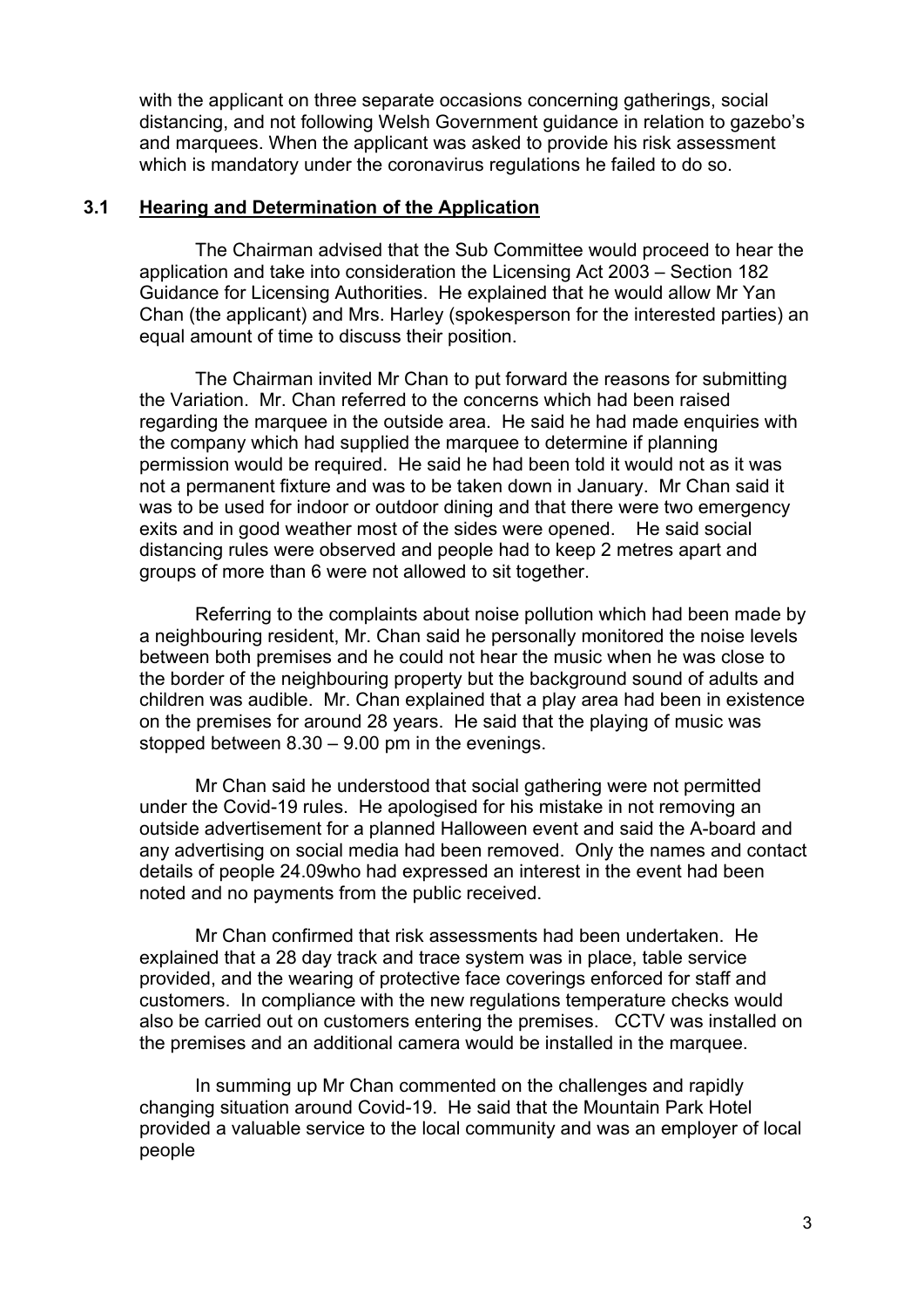with the applicant on three separate occasions concerning gatherings, social distancing, and not following Welsh Government guidance in relation to gazebo's and marquees. When the applicant was asked to provide his risk assessment which is mandatory under the coronavirus regulations he failed to do so.

## 3.1 Hearing and Determination of the Application

The Chairman advised that the Sub Committee would proceed to hear the application and take into consideration the Licensing Act 2003 – Section 182 Guidance for Licensing Authorities. He explained that he would allow Mr Yan Chan (the applicant) and Mrs. Harley (spokesperson for the interested parties) an equal amount of time to discuss their position.

The Chairman invited Mr Chan to put forward the reasons for submitting the Variation. Mr. Chan referred to the concerns which had been raised regarding the marquee in the outside area. He said he had made enquiries with the company which had supplied the marquee to determine if planning permission would be required. He said he had been told it would not as it was not a permanent fixture and was to be taken down in January. Mr Chan said it was to be used for indoor or outdoor dining and that there were two emergency exits and in good weather most of the sides were opened. He said social distancing rules were observed and people had to keep 2 metres apart and groups of more than 6 were not allowed to sit together.

Referring to the complaints about noise pollution which had been made by a neighbouring resident, Mr. Chan said he personally monitored the noise levels between both premises and he could not hear the music when he was close to the border of the neighbouring property but the background sound of adults and children was audible. Mr. Chan explained that a play area had been in existence on the premises for around 28 years. He said that the playing of music was stopped between 8.30 – 9.00 pm in the evenings.

Mr Chan said he understood that social gathering were not permitted under the Covid-19 rules. He apologised for his mistake in not removing an outside advertisement for a planned Halloween event and said the A-board and any advertising on social media had been removed. Only the names and contact details of people 24.09who had expressed an interest in the event had been noted and no payments from the public received.

Mr Chan confirmed that risk assessments had been undertaken. He explained that a 28 day track and trace system was in place, table service provided, and the wearing of protective face coverings enforced for staff and customers. In compliance with the new regulations temperature checks would also be carried out on customers entering the premises. CCTV was installed on the premises and an additional camera would be installed in the marquee.

In summing up Mr Chan commented on the challenges and rapidly changing situation around Covid-19. He said that the Mountain Park Hotel provided a valuable service to the local community and was an employer of local people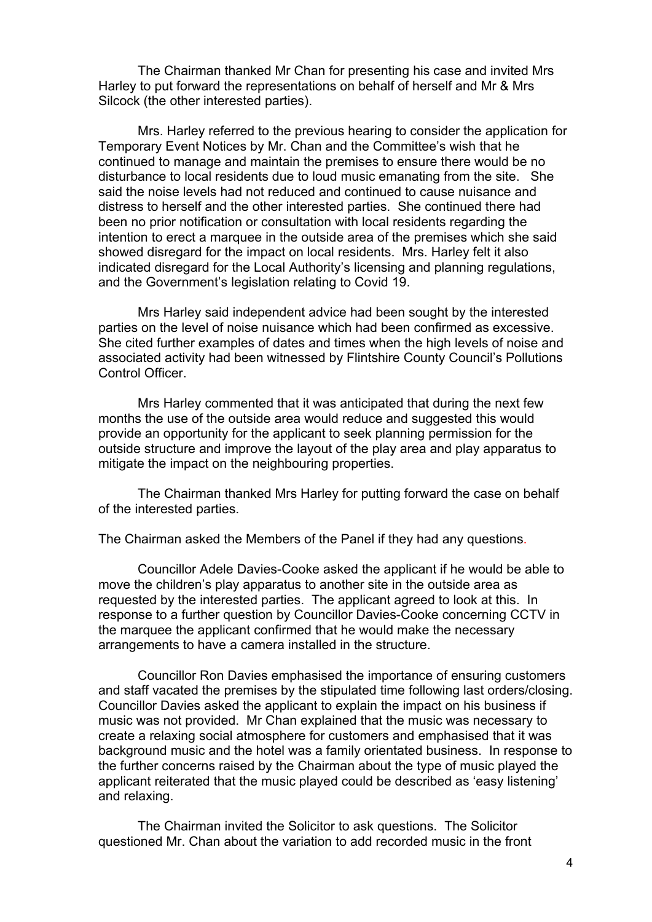The Chairman thanked Mr Chan for presenting his case and invited Mrs Harley to put forward the representations on behalf of herself and Mr & Mrs Silcock (the other interested parties).

Mrs. Harley referred to the previous hearing to consider the application for Temporary Event Notices by Mr. Chan and the Committee's wish that he continued to manage and maintain the premises to ensure there would be no disturbance to local residents due to loud music emanating from the site. She said the noise levels had not reduced and continued to cause nuisance and distress to herself and the other interested parties. She continued there had been no prior notification or consultation with local residents regarding the intention to erect a marquee in the outside area of the premises which she said showed disregard for the impact on local residents. Mrs. Harley felt it also indicated disregard for the Local Authority's licensing and planning regulations, and the Government's legislation relating to Covid 19.

Mrs Harley said independent advice had been sought by the interested parties on the level of noise nuisance which had been confirmed as excessive. She cited further examples of dates and times when the high levels of noise and associated activity had been witnessed by Flintshire County Council's Pollutions Control Officer.

Mrs Harley commented that it was anticipated that during the next few months the use of the outside area would reduce and suggested this would provide an opportunity for the applicant to seek planning permission for the outside structure and improve the layout of the play area and play apparatus to mitigate the impact on the neighbouring properties.

The Chairman thanked Mrs Harley for putting forward the case on behalf of the interested parties.

The Chairman asked the Members of the Panel if they had any questions.

Councillor Adele Davies-Cooke asked the applicant if he would be able to move the children's play apparatus to another site in the outside area as requested by the interested parties. The applicant agreed to look at this. In response to a further question by Councillor Davies-Cooke concerning CCTV in the marquee the applicant confirmed that he would make the necessary arrangements to have a camera installed in the structure.

Councillor Ron Davies emphasised the importance of ensuring customers and staff vacated the premises by the stipulated time following last orders/closing. Councillor Davies asked the applicant to explain the impact on his business if music was not provided. Mr Chan explained that the music was necessary to create a relaxing social atmosphere for customers and emphasised that it was background music and the hotel was a family orientated business. In response to the further concerns raised by the Chairman about the type of music played the applicant reiterated that the music played could be described as 'easy listening' and relaxing.

The Chairman invited the Solicitor to ask questions. The Solicitor questioned Mr. Chan about the variation to add recorded music in the front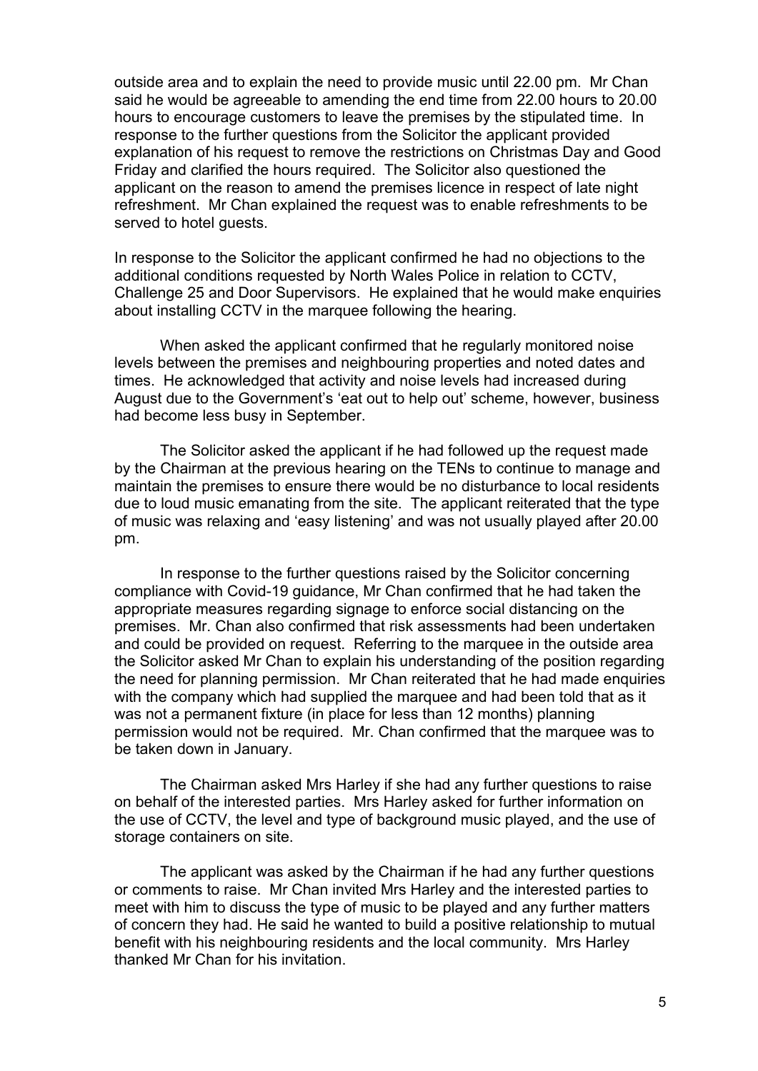outside area and to explain the need to provide music until 22.00 pm. Mr Chan said he would be agreeable to amending the end time from 22.00 hours to 20.00 hours to encourage customers to leave the premises by the stipulated time. In response to the further questions from the Solicitor the applicant provided explanation of his request to remove the restrictions on Christmas Day and Good Friday and clarified the hours required. The Solicitor also questioned the applicant on the reason to amend the premises licence in respect of late night refreshment. Mr Chan explained the request was to enable refreshments to be served to hotel guests.

In response to the Solicitor the applicant confirmed he had no objections to the additional conditions requested by North Wales Police in relation to CCTV, Challenge 25 and Door Supervisors. He explained that he would make enquiries about installing CCTV in the marquee following the hearing.

When asked the applicant confirmed that he regularly monitored noise levels between the premises and neighbouring properties and noted dates and times. He acknowledged that activity and noise levels had increased during August due to the Government's 'eat out to help out' scheme, however, business had become less busy in September.

The Solicitor asked the applicant if he had followed up the request made by the Chairman at the previous hearing on the TENs to continue to manage and maintain the premises to ensure there would be no disturbance to local residents due to loud music emanating from the site. The applicant reiterated that the type of music was relaxing and 'easy listening' and was not usually played after 20.00 pm.

In response to the further questions raised by the Solicitor concerning compliance with Covid-19 guidance, Mr Chan confirmed that he had taken the appropriate measures regarding signage to enforce social distancing on the premises. Mr. Chan also confirmed that risk assessments had been undertaken and could be provided on request. Referring to the marquee in the outside area the Solicitor asked Mr Chan to explain his understanding of the position regarding the need for planning permission. Mr Chan reiterated that he had made enquiries with the company which had supplied the marquee and had been told that as it was not a permanent fixture (in place for less than 12 months) planning permission would not be required. Mr. Chan confirmed that the marquee was to be taken down in January.

The Chairman asked Mrs Harley if she had any further questions to raise on behalf of the interested parties. Mrs Harley asked for further information on the use of CCTV, the level and type of background music played, and the use of storage containers on site.

The applicant was asked by the Chairman if he had any further questions or comments to raise. Mr Chan invited Mrs Harley and the interested parties to meet with him to discuss the type of music to be played and any further matters of concern they had. He said he wanted to build a positive relationship to mutual benefit with his neighbouring residents and the local community. Mrs Harley thanked Mr Chan for his invitation.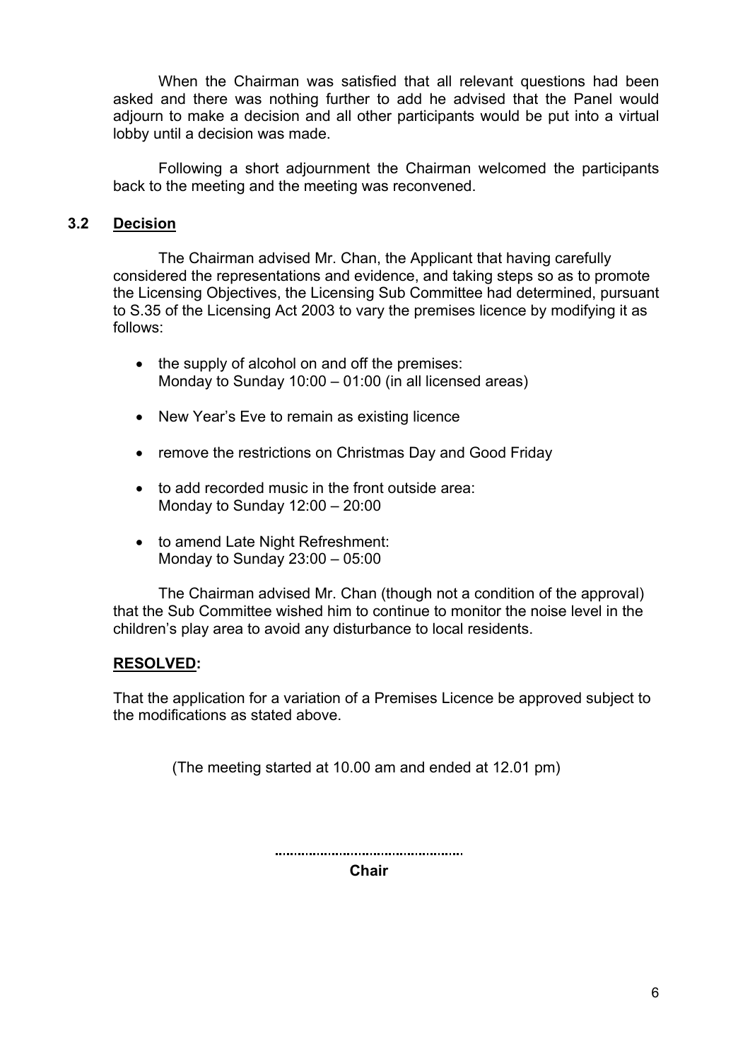When the Chairman was satisfied that all relevant questions had been asked and there was nothing further to add he advised that the Panel would adjourn to make a decision and all other participants would be put into a virtual lobby until a decision was made.

Following a short adjournment the Chairman welcomed the participants back to the meeting and the meeting was reconvened.

### 3.2 Decision

The Chairman advised Mr. Chan, the Applicant that having carefully considered the representations and evidence, and taking steps so as to promote the Licensing Objectives, the Licensing Sub Committee had determined, pursuant to S.35 of the Licensing Act 2003 to vary the premises licence by modifying it as follows:

- the supply of alcohol on and off the premises:
  Monday to Sunday 10:00 – 01:00 (in all licensed areas)
- New Year's Eve to remain as existing licence
- remove the restrictions on Christmas Day and Good Friday
- to add recorded music in the front outside area:
  Monday to Sunday 12:00 – 20:00
- to amend Late Night Refreshment:
  Monday to Sunday 23:00 – 05:00

The Chairman advised Mr. Chan (though not a condition of the approval) that the Sub Committee wished him to continue to monitor the noise level in the children's play area to avoid any disturbance to local residents.

**RESOLVED:**

That the application for a variation of a Premises Licence be approved subject to the modifications as stated above.

(The meeting started at 10.00 am and ended at 12.01 pm)

..................................................

**Chair**